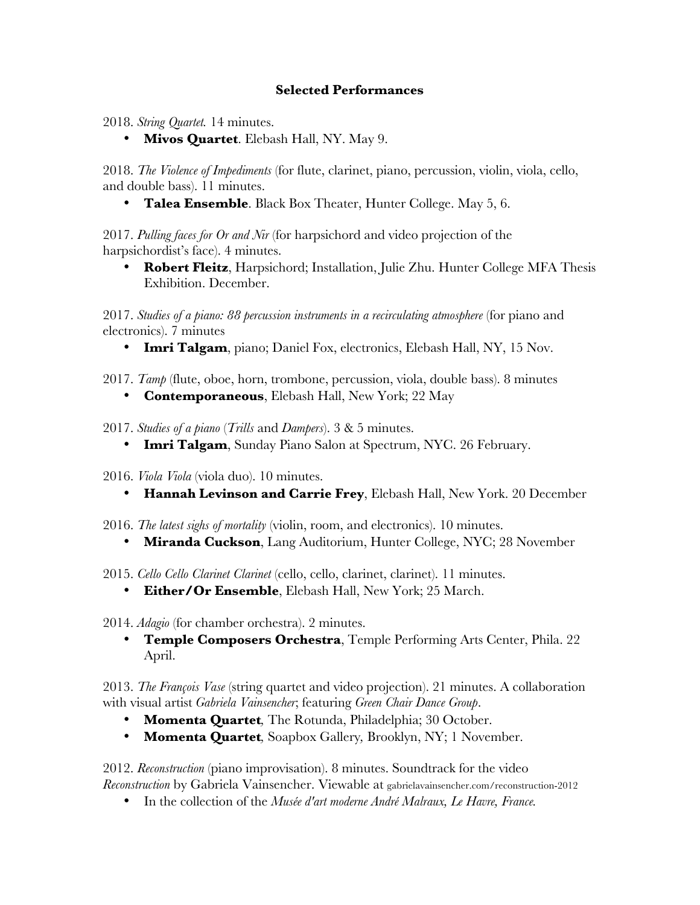**Selected Performances**

2018. *String Quartet.* 14 minutes.

- **Mivos Quartet**. Elebash Hall, NY. May 9.

2018. *The Violence of Impediments* (for flute, clarinet, piano, percussion, violin, viola, cello, and double bass). 11 minutes.

- **Talea Ensemble**. Black Box Theater, Hunter College. May 5, 6.

2017. *Pulling faces for Or and Nir* (for harpsichord and video projection of the harpsichordist's face). 4 minutes.

- **Robert Fleitz**, Harpsichord; Installation, Julie Zhu. Hunter College MFA Thesis Exhibition. December.

2017. *Studies of a piano: 88 percussion instruments in a recirculating atmosphere* (for piano and electronics). 7 minutes

- **Imri Talgam**, piano; Daniel Fox, electronics, Elebash Hall, NY, 15 Nov.

2017. *Tamp* (flute, oboe, horn, trombone, percussion, viola, double bass). 8 minutes

- **Contemporaneous**, Elebash Hall, New York; 22 May

2017. *Studies of a piano* (*Trills* and *Dampers*). 3 & 5 minutes.

- **Imri Talgam**, Sunday Piano Salon at Spectrum, NYC. 26 February.

2016. *Viola Viola* (viola duo). 10 minutes.

- **Hannah Levinson and Carrie Frey**, Elebash Hall, New York. 20 December

2016. *The latest sighs of mortality* (violin, room, and electronics). 10 minutes.

- **Miranda Cuckson**, Lang Auditorium, Hunter College, NYC; 28 November

2015. *Cello Cello Clarinet Clarinet* (cello, cello, clarinet, clarinet). 11 minutes.

- **Either/Or Ensemble**, Elebash Hall, New York; 25 March.

2014. *Adagio* (for chamber orchestra). 2 minutes.

- **Temple Composers Orchestra**, Temple Performing Arts Center, Phila. 22 April.

2013. *The François Vase* (string quartet and video projection). 21 minutes. A collaboration with visual artist *Gabriela Vainsencher*; featuring *Green Chair Dance Group*.

- **Momenta Quartet**, The Rotunda, Philadelphia; 30 October.
- **Momenta Quartet**, Soapbox Gallery, Brooklyn, NY; 1 November.

2012. *Reconstruction* (piano improvisation). 8 minutes. Soundtrack for the video *Reconstruction* by Gabriela Vainsencher. Viewable at gabrielavainsencher.com/reconstruction-2012

- In the collection of the *Musée d'art moderne André Malraux, Le Havre, France.*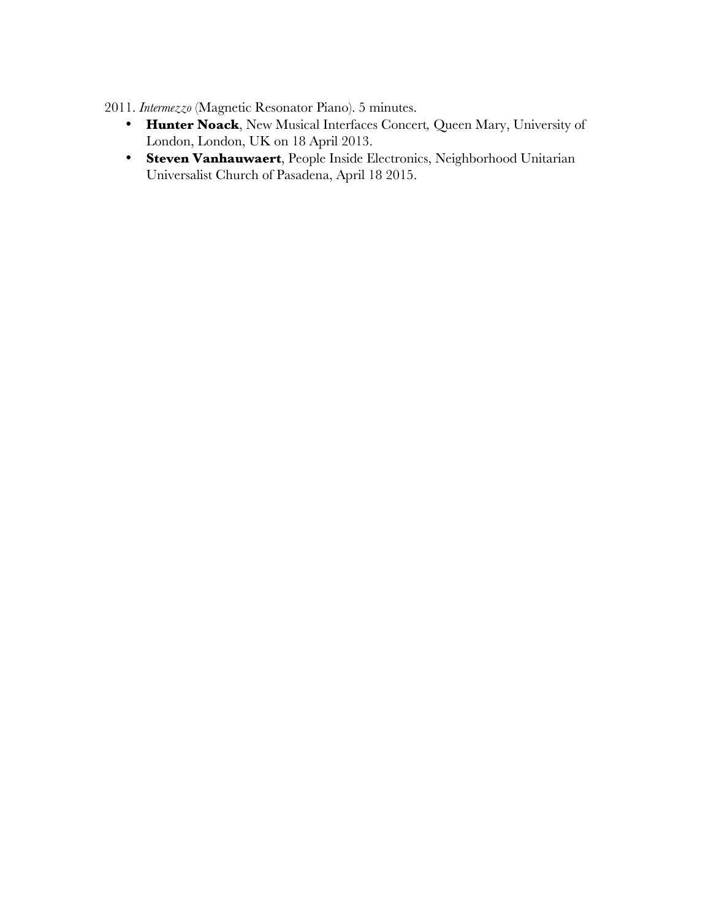2011. *Intermezzo* (Magnetic Resonator Piano). 5 minutes.

- **Hunter Noack**, New Musical Interfaces Concert, Queen Mary, University of London, London, UK on 18 April 2013.
- **Steven Vanhauwaert**, People Inside Electronics, Neighborhood Unitarian Universalist Church of Pasadena, April 18 2015.